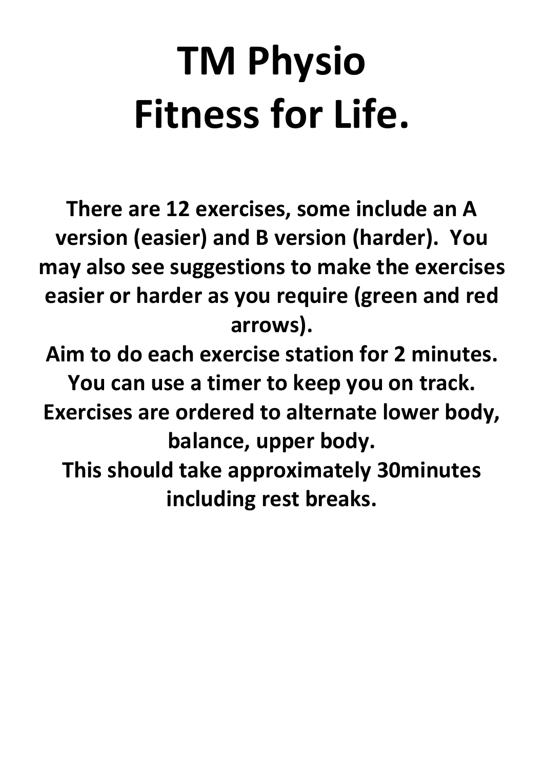# TM Physio
# Fitness for Life.

**There are 12 exercises, some include an A version (easier) and B version (harder). You may also see suggestions to make the exercises easier or harder as you require (green and red arrows).**

**Aim to do each exercise station for 2 minutes. You can use a timer to keep you on track.**

**Exercises are ordered to alternate lower body, balance, upper body.**

**This should take approximately 30minutes including rest breaks.**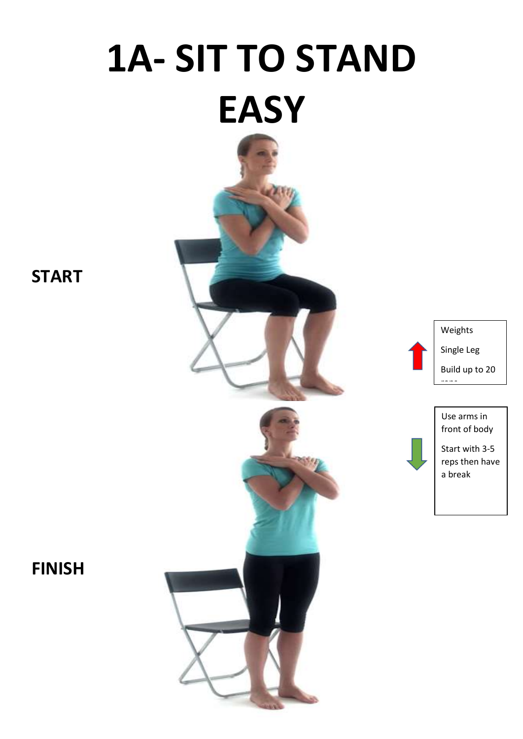# 1A- SIT TO STAND EASY

**START**

Weights

Single Leg

Build up to 20 reps

Use arms in front of body

Start with 3-5 reps then have a break

**FINISH**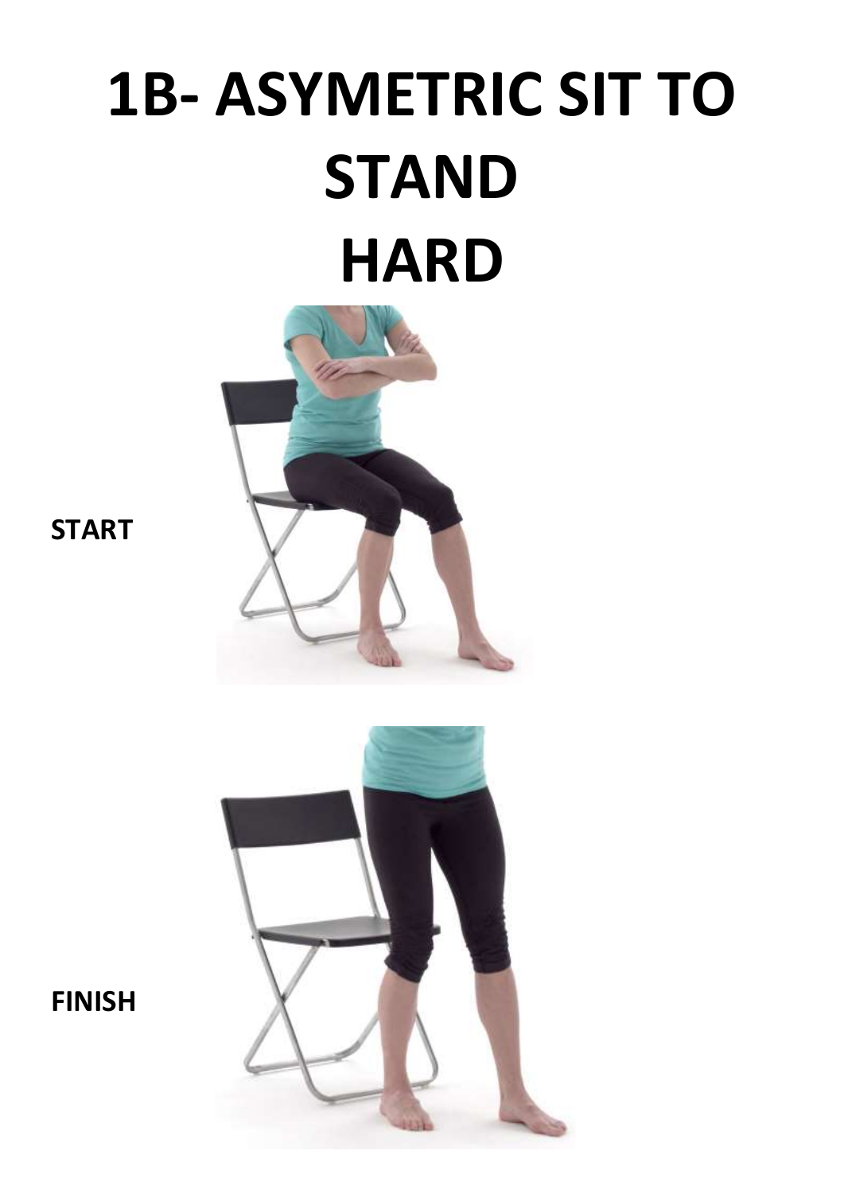# 1B- ASYMETRIC SIT TO STAND HARD

**START**

**FINISH**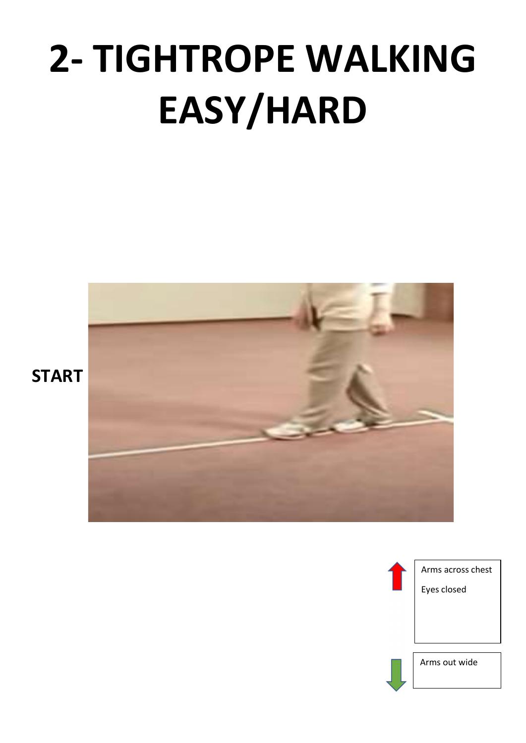# 2- TIGHTROPE WALKING EASY/HARD

**START**

Arms across chest

Eyes closed

Arms out wide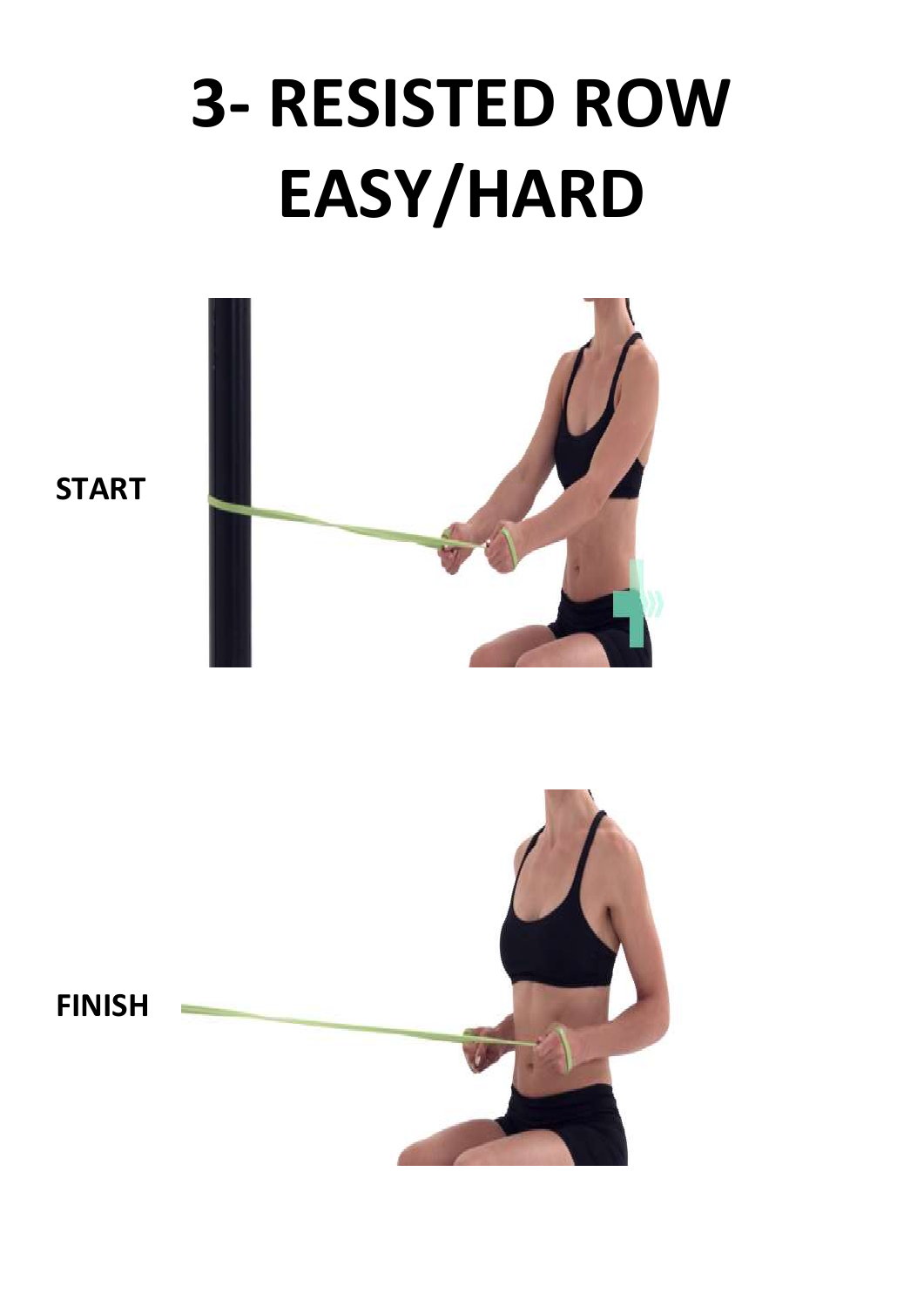# 3- RESISTED ROW EASY/HARD

**START**

**FINISH**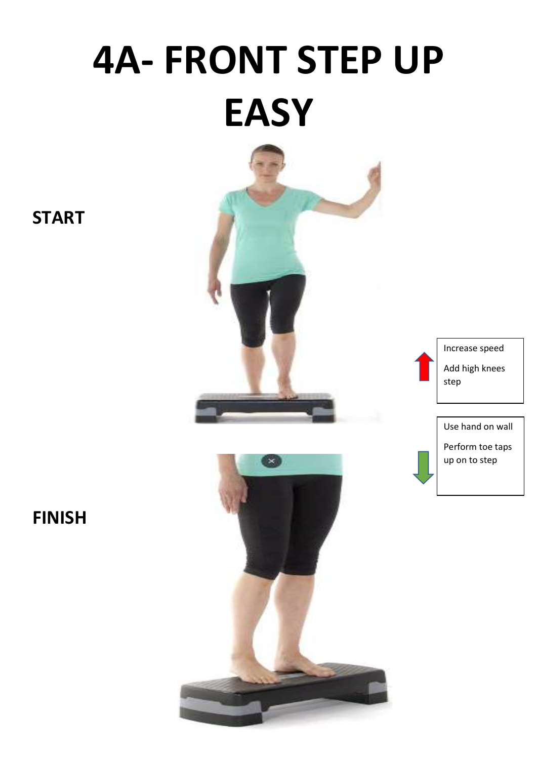# 4A- FRONT STEP UP EASY

**START**

Increase speed

Add high knees step

Use hand on wall

Perform toe taps up on to step

**FINISH**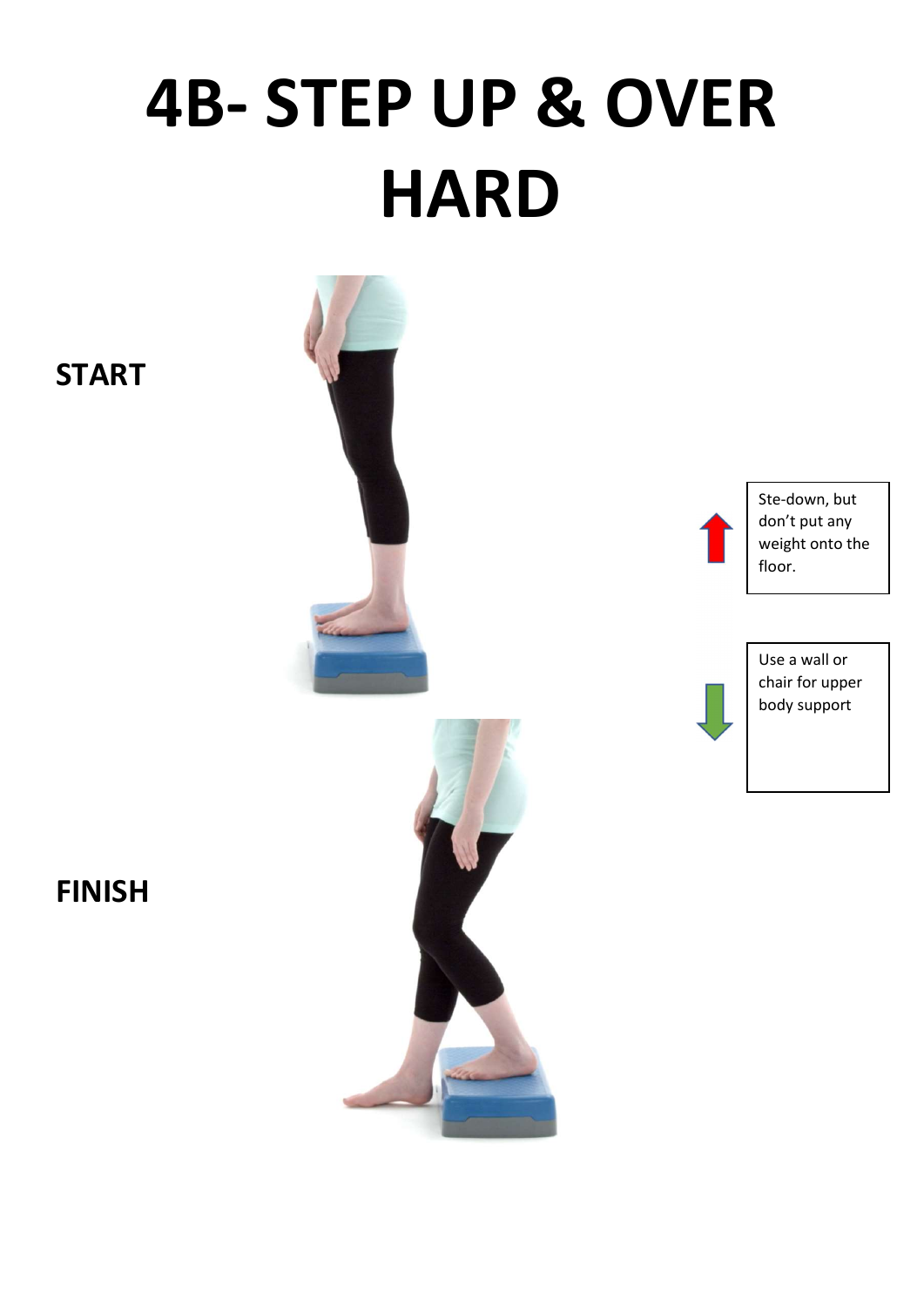# 4B- STEP UP & OVER HARD

**START**

Ste-down, but don't put any weight onto the floor.

Use a wall or chair for upper body support

**FINISH**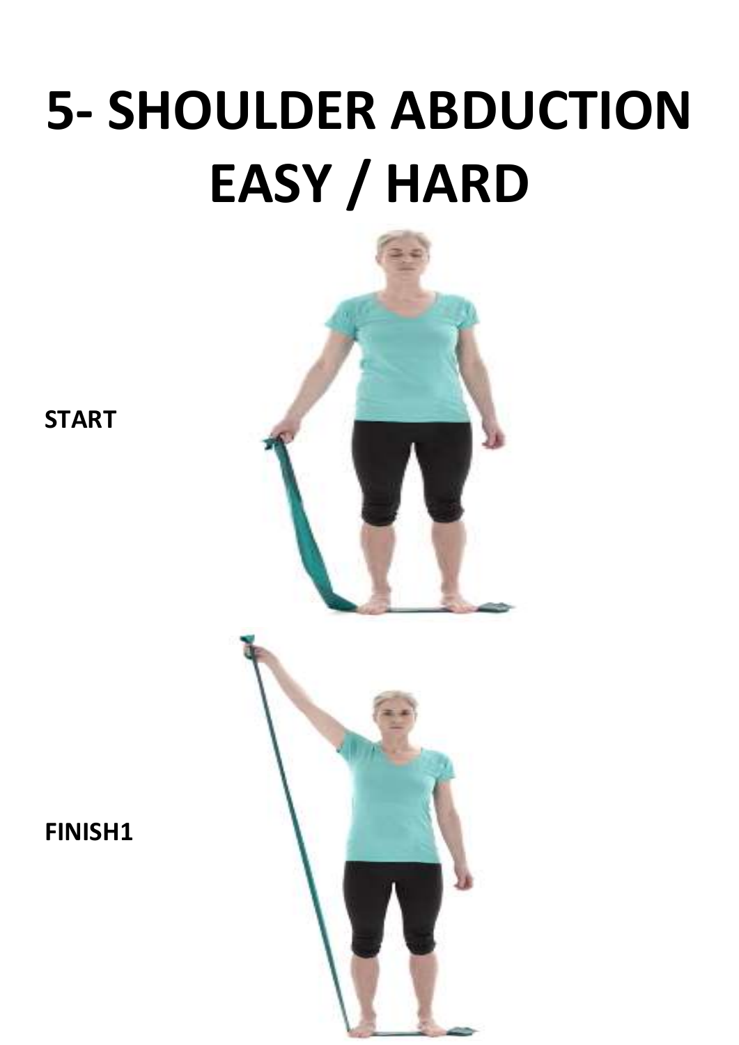# 5- SHOULDER ABDUCTION EASY / HARD

**START**

**FINISH1**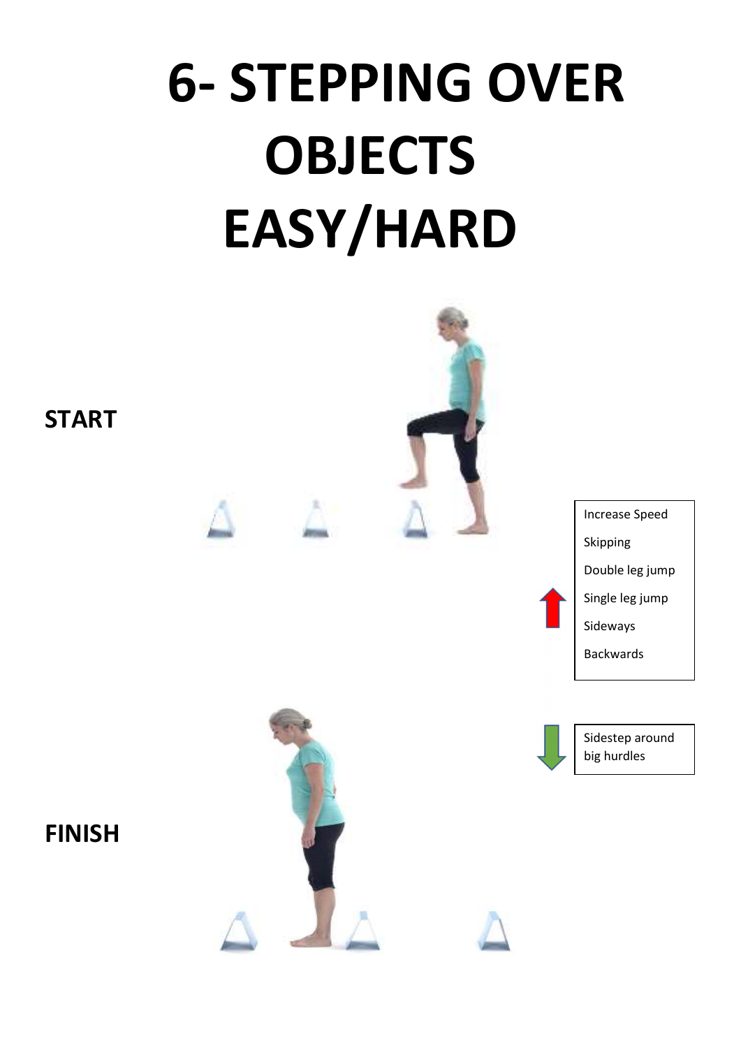# 6- STEPPING OVER OBJECTS EASY/HARD

**START**

Increase Speed

Skipping

Double leg jump

Single leg jump

Sideways

Backwards

Sidestep around big hurdles

**FINISH**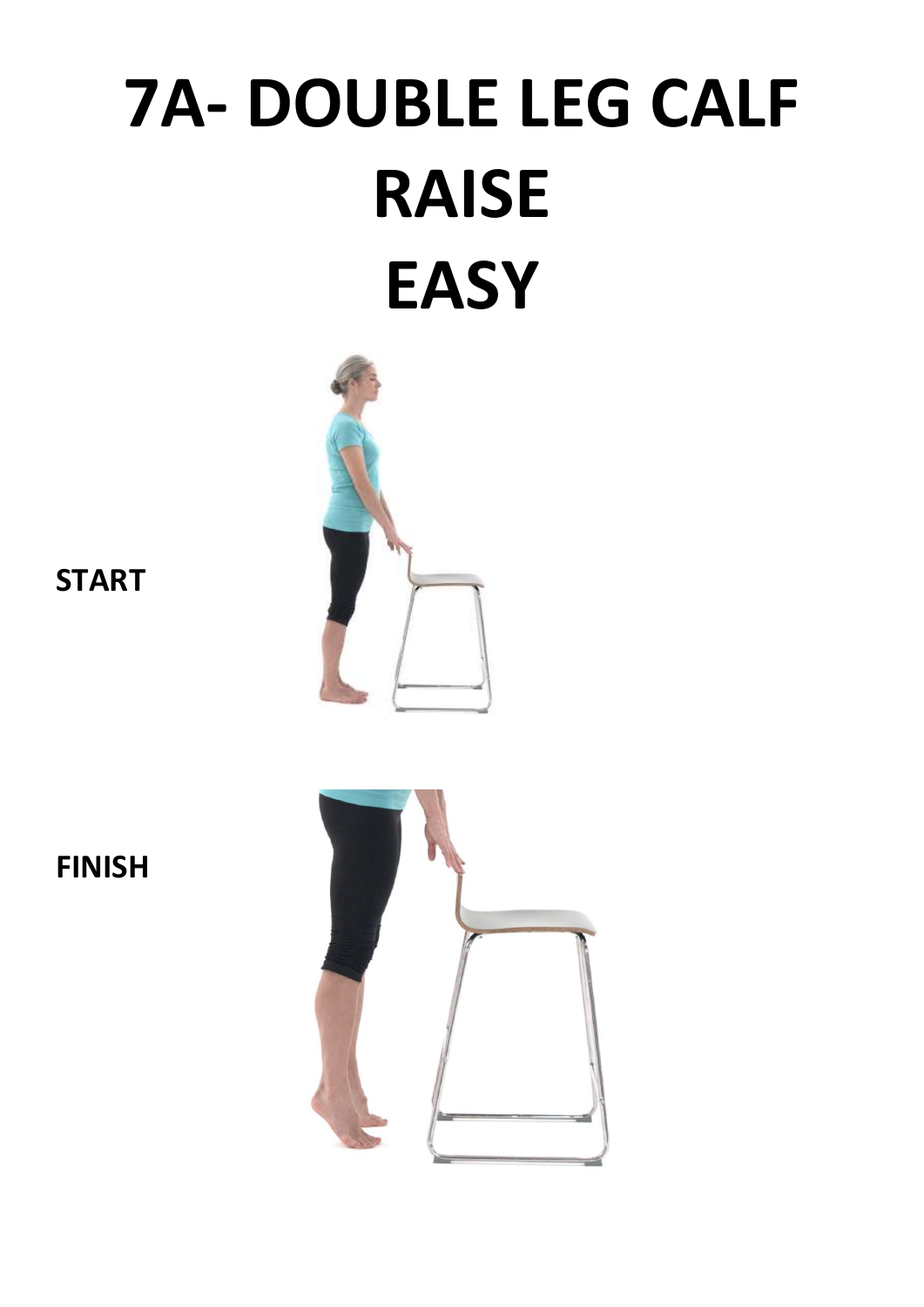# 7A- DOUBLE LEG CALF RAISE EASY

**START**

**FINISH**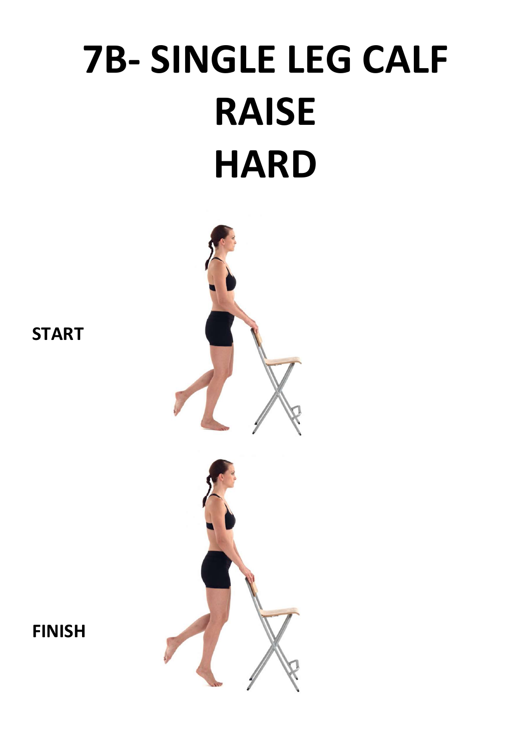# 7B- SINGLE LEG CALF RAISE HARD

**START**

**FINISH**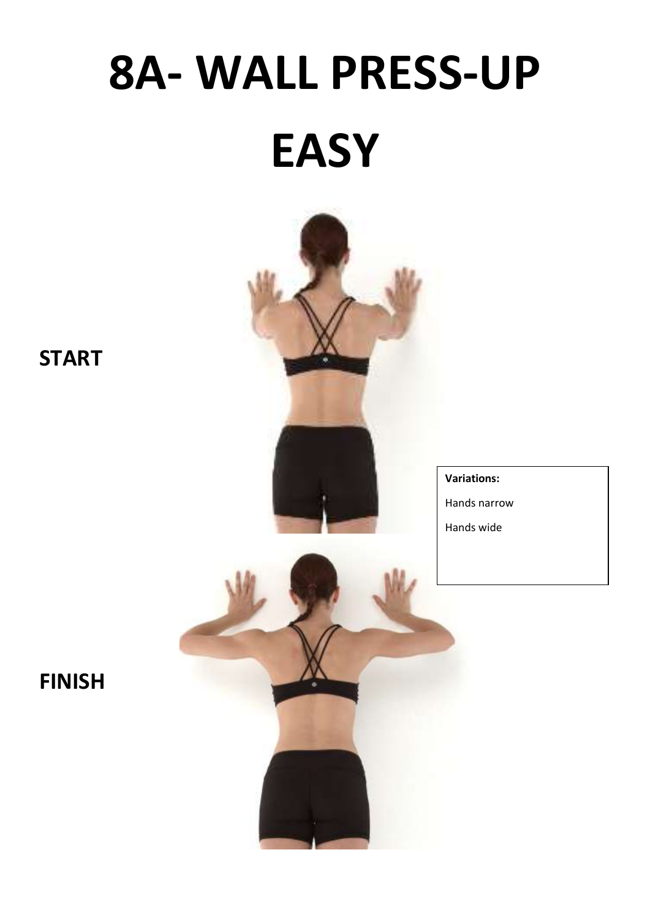# 8A- WALL PRESS-UP EASY

**START**

**Variations:**

Hands narrow

Hands wide

**FINISH**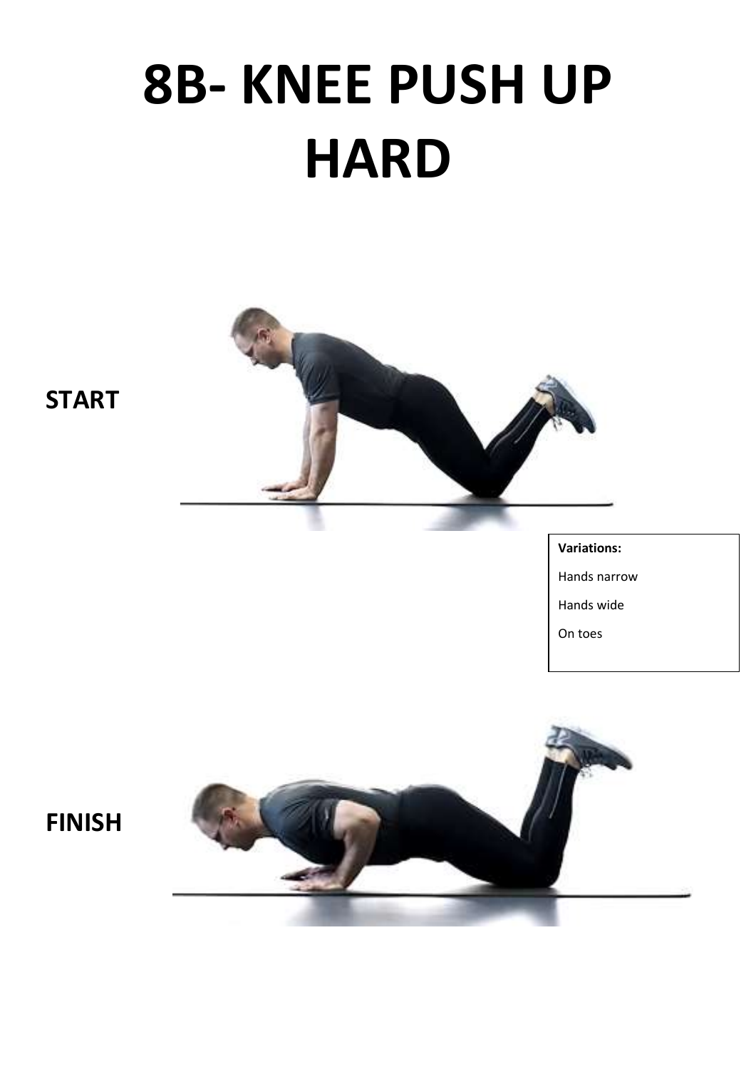# 8B- KNEE PUSH UP HARD

**START**

**Variations:**

Hands narrow

Hands wide

On toes

**FINISH**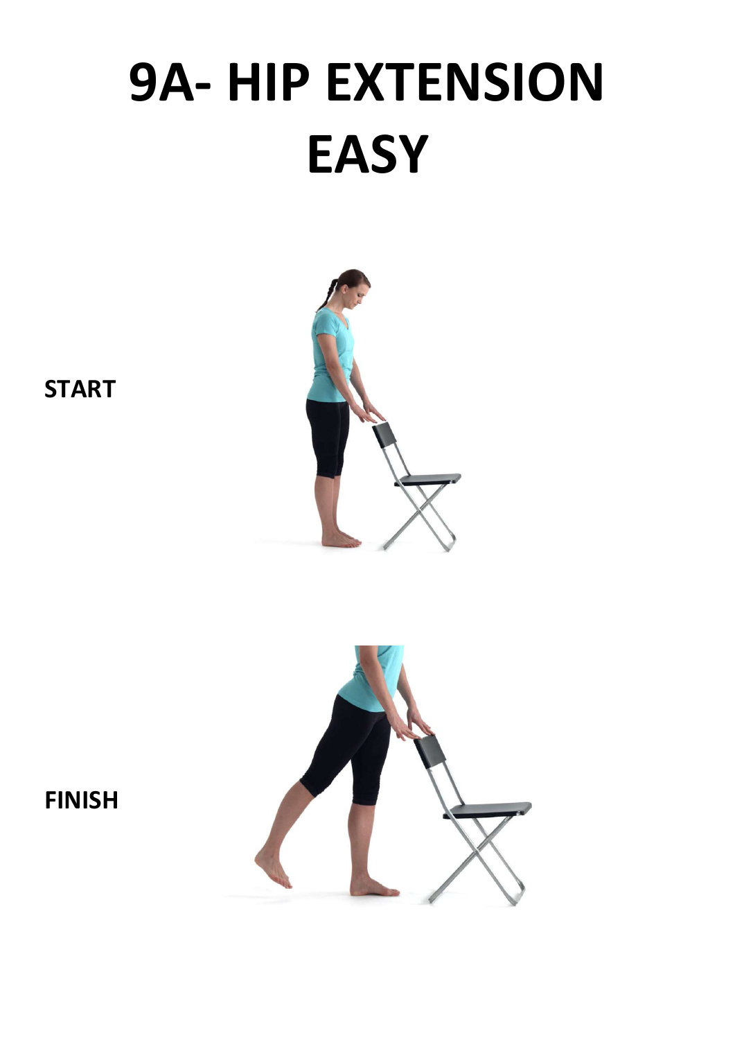# 9A- HIP EXTENSION EASY

**START**

**FINISH**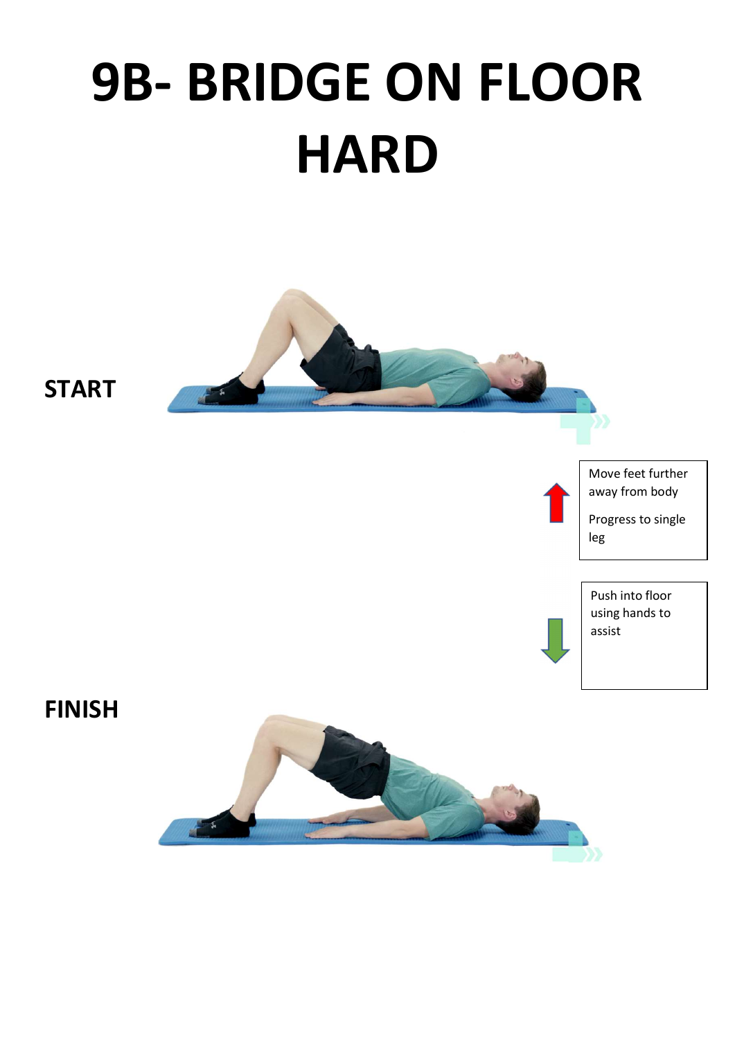# 9B- BRIDGE ON FLOOR HARD

**START**

Move feet further away from body

Progress to single leg

Push into floor using hands to assist

**FINISH**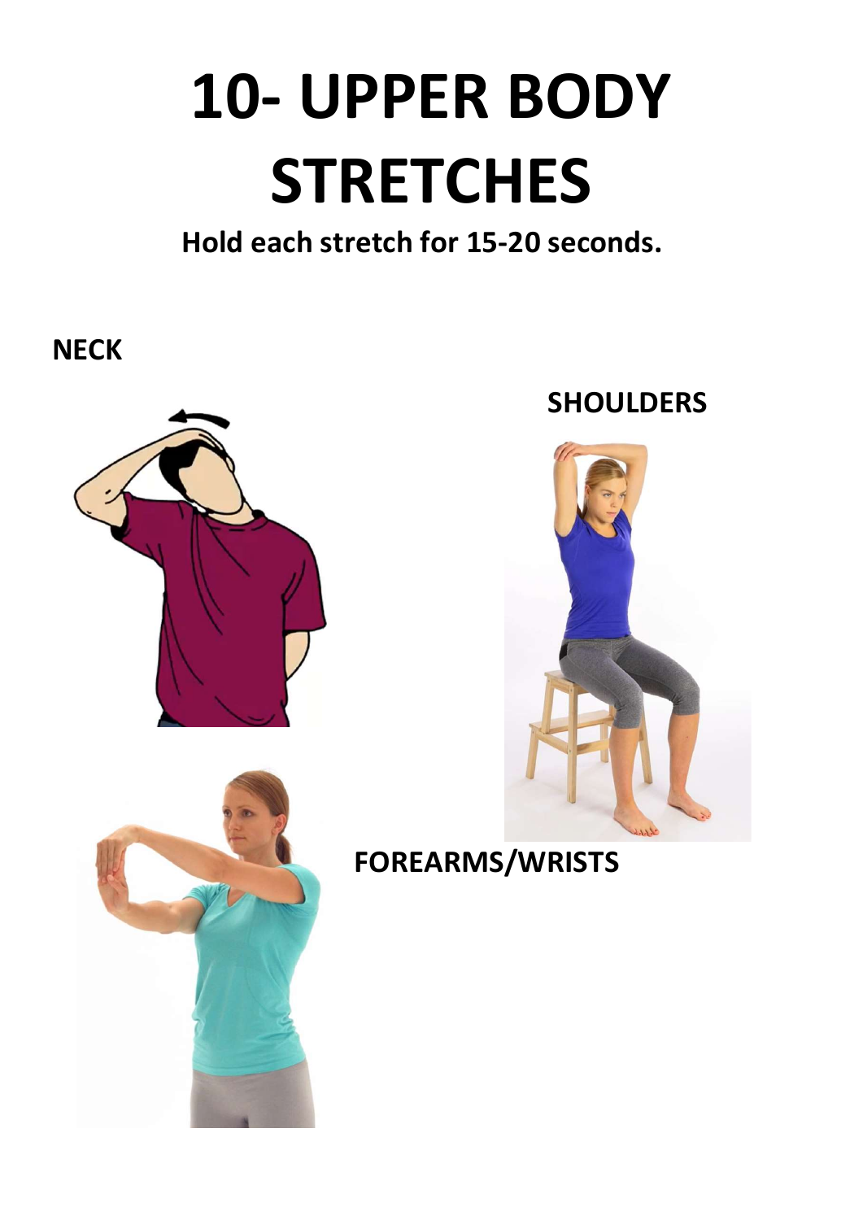# 10- UPPER BODY STRETCHES

**Hold each stretch for 15-20 seconds.**

**NECK**

**SHOULDERS**

**FOREARMS/WRISTS**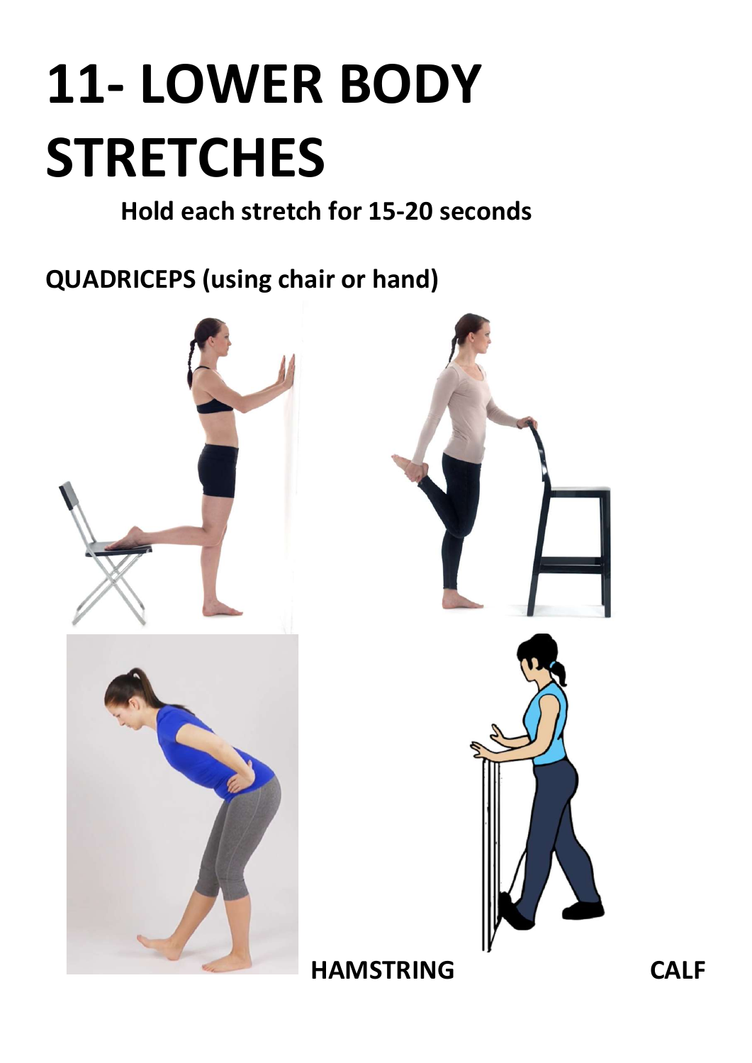# 11- LOWER BODY STRETCHES

**Hold each stretch for 15-20 seconds**

**QUADRICEPS (using chair or hand)**

**HAMSTRING** **CALF**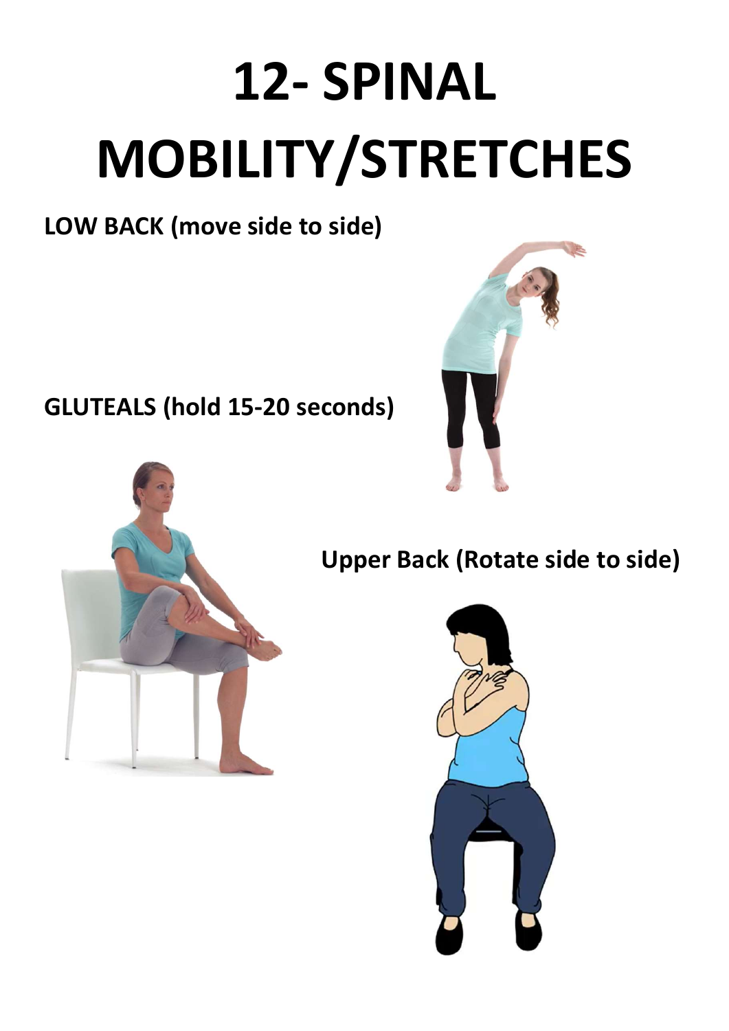# 12- SPINAL MOBILITY/STRETCHES

**LOW BACK (move side to side)**

**GLUTEALS (hold 15-20 seconds)**

**Upper Back (Rotate side to side)**